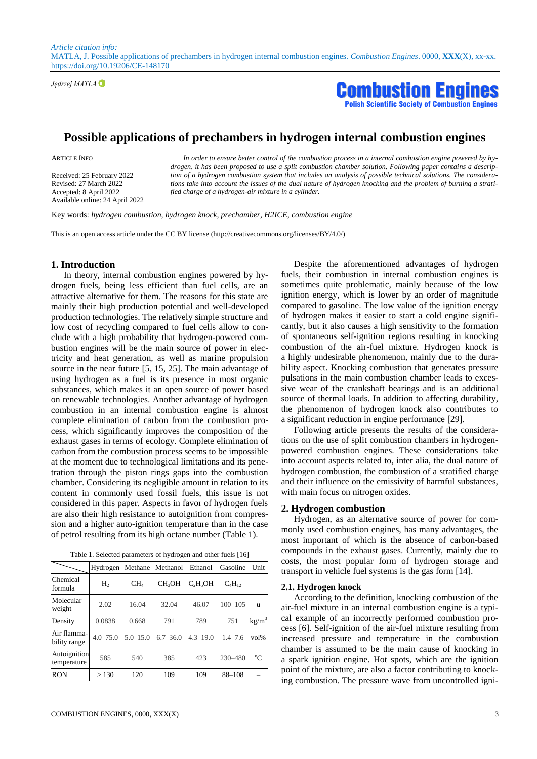*Article citation info:*
MATLA, J. Possible applications of prechambers in hydrogen internal combustion engines. *Combustion Engines*. 0000, **XXX**(X), xx-xx. https://doi.org/10.19206/CE-148170

*Jędrzej MATLA*

**Combustion Engines**
**Polish Scientific Society of Combustion Engines**

# Possible applications of prechambers in hydrogen internal combustion engines

ARTICLE INFO

Received: 25 February 2022
Revised: 27 March 2022
Accepted: 8 April 2022
Available online: 24 April 2022

*In order to ensure better control of the combustion process in a internal combustion engine powered by hydrogen, it has been proposed to use a split combustion chamber solution. Following paper contains a description of a hydrogen combustion system that includes an analysis of possible technical solutions. The considerations take into account the issues of the dual nature of hydrogen knocking and the problem of burning a stratified charge of a hydrogen-air mixture in a cylinder.*

Key words: *hydrogen combustion, hydrogen knock, prechamber, H2ICE, combustion engine*

This is an open access article under the CC BY license (http://creativecommons.org/licenses/BY/4.0/)

## 1. Introduction

In theory, internal combustion engines powered by hydrogen fuels, being less efficient than fuel cells, are an attractive alternative for them. The reasons for this state are mainly their high production potential and well-developed production technologies. The relatively simple structure and low cost of recycling compared to fuel cells allow to conclude with a high probability that hydrogen-powered combustion engines will be the main source of power in electricity and heat generation, as well as marine propulsion source in the near future [5, 15, 25]. The main advantage of using hydrogen as a fuel is its presence in most organic substances, which makes it an open source of power based on renewable technologies. Another advantage of hydrogen combustion in an internal combustion engine is almost complete elimination of carbon from the combustion process, which significantly improves the composition of the exhaust gases in terms of ecology. Complete elimination of carbon from the combustion process seems to be impossible at the moment due to technological limitations and its penetration through the piston rings gaps into the combustion chamber. Considering its negligible amount in relation to its content in commonly used fossil fuels, this issue is not considered in this paper. Aspects in favor of hydrogen fuels are also their high resistance to autoignition from compression and a higher auto-ignition temperature than in the case of petrol resulting from its high octane number (Table 1).

Table 1. Selected parameters of hydrogen and other fuels [16]

| | Hydrogen | Methane | Methanol | Ethanol | Gasoline | Unit |
|---|---|---|---|---|---|---|
| Chemical formula | $H_2$ | $CH_4$ | $CH_3OH$ | $C_2H_5OH$ | $C_4H_{12}$ | – |
| Molecular weight | 2.02 | 16.04 | 32.04 | 46.07 | 100–105 | u |
| Density | 0.0838 | 0.668 | 791 | 789 | 751 | kg/m$^3$ |
| Air flammability range | 4.0–75.0 | 5.0–15.0 | 6.7–36.0 | 4.3–19.0 | 1.4–7.6 | vol% |
| Autoignition temperature | 585 | 540 | 385 | 423 | 230–480 | °C |
| RON | > 130 | 120 | 109 | 109 | 88–108 | – |

Despite the aforementioned advantages of hydrogen fuels, their combustion in internal combustion engines is sometimes quite problematic, mainly because of the low ignition energy, which is lower by an order of magnitude compared to gasoline. The low value of the ignition energy of hydrogen makes it easier to start a cold engine significantly, but it also causes a high sensitivity to the formation of spontaneous self-ignition regions resulting in knocking combustion of the air-fuel mixture. Hydrogen knock is a highly undesirable phenomenon, mainly due to the durability aspect. Knocking combustion that generates pressure pulsations in the main combustion chamber leads to excessive wear of the crankshaft bearings and is an additional source of thermal loads. In addition to affecting durability, the phenomenon of hydrogen knock also contributes to a significant reduction in engine performance [29].

Following article presents the results of the considerations on the use of split combustion chambers in hydrogen-powered combustion engines. These considerations take into account aspects related to, inter alia, the dual nature of hydrogen combustion, the combustion of a stratified charge and their influence on the emissivity of harmful substances, with main focus on nitrogen oxides.

## 2. Hydrogen combustion

Hydrogen, as an alternative source of power for commonly used combustion engines, has many advantages, the most important of which is the absence of carbon-based compounds in the exhaust gases. Currently, mainly due to costs, the most popular form of hydrogen storage and transport in vehicle fuel systems is the gas form [14].

### 2.1. Hydrogen knock

According to the definition, knocking combustion of the air-fuel mixture in an internal combustion engine is a typical example of an incorrectly performed combustion process [6]. Self-ignition of the air-fuel mixture resulting from increased pressure and temperature in the combustion chamber is assumed to be the main cause of knocking in a spark ignition engine. Hot spots, which are the ignition point of the mixture, are also a factor contributing to knocking combustion. The pressure wave from uncontrolled igni-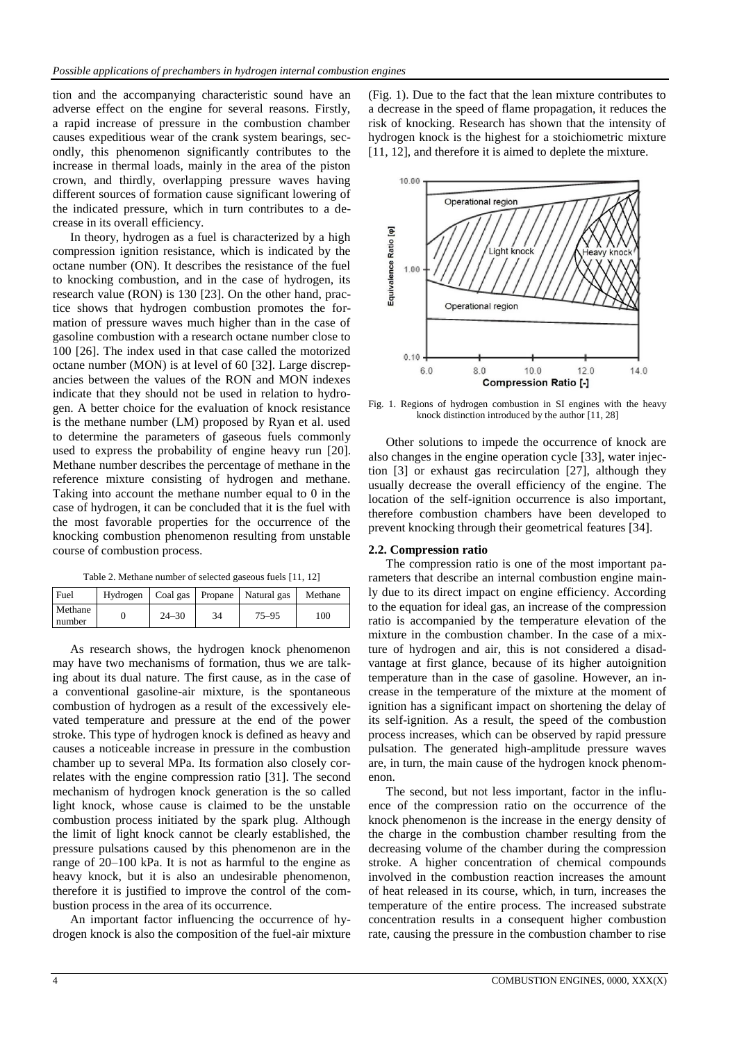tion and the accompanying characteristic sound have an adverse effect on the engine for several reasons. Firstly, a rapid increase of pressure in the combustion chamber causes expeditious wear of the crank system bearings, secondly, this phenomenon significantly contributes to the increase in thermal loads, mainly in the area of the piston crown, and thirdly, overlapping pressure waves having different sources of formation cause significant lowering of the indicated pressure, which in turn contributes to a decrease in its overall efficiency.

In theory, hydrogen as a fuel is characterized by a high compression ignition resistance, which is indicated by the octane number (ON). It describes the resistance of the fuel to knocking combustion, and in the case of hydrogen, its research value (RON) is 130 [23]. On the other hand, practice shows that hydrogen combustion promotes the formation of pressure waves much higher than in the case of gasoline combustion with a research octane number close to 100 [26]. The index used in that case called the motorized octane number (MON) is at level of 60 [32]. Large discrepancies between the values of the RON and MON indexes indicate that they should not be used in relation to hydrogen. A better choice for the evaluation of knock resistance is the methane number (LM) proposed by Ryan et al. used to determine the parameters of gaseous fuels commonly used to express the probability of engine heavy run [20]. Methane number describes the percentage of methane in the reference mixture consisting of hydrogen and methane. Taking into account the methane number equal to 0 in the case of hydrogen, it can be concluded that it is the fuel with the most favorable properties for the occurrence of the knocking combustion phenomenon resulting from unstable course of combustion process.

Table 2. Methane number of selected gaseous fuels [11, 12]

| Fuel | Hydrogen | Coal gas | Propane | Natural gas | Methane |
|---|---|---|---|---|---|
| Methane number | 0 | 24–30 | 34 | 75–95 | 100 |

As research shows, the hydrogen knock phenomenon may have two mechanisms of formation, thus we are talking about its dual nature. The first cause, as in the case of a conventional gasoline-air mixture, is the spontaneous combustion of hydrogen as a result of the excessively elevated temperature and pressure at the end of the power stroke. This type of hydrogen knock is defined as heavy and causes a noticeable increase in pressure in the combustion chamber up to several MPa. Its formation also closely correlates with the engine compression ratio [31]. The second mechanism of hydrogen knock generation is the so called light knock, whose cause is claimed to be the unstable combustion process initiated by the spark plug. Although the limit of light knock cannot be clearly established, the pressure pulsations caused by this phenomenon are in the range of 20–100 kPa. It is not as harmful to the engine as heavy knock, but it is also an undesirable phenomenon, therefore it is justified to improve the control of the combustion process in the area of its occurrence.

An important factor influencing the occurrence of hydrogen knock is also the composition of the fuel-air mixture (Fig. 1). Due to the fact that the lean mixture contributes to a decrease in the speed of flame propagation, it reduces the risk of knocking. Research has shown that the intensity of hydrogen knock is the highest for a stoichiometric mixture [11, 12], and therefore it is aimed to deplete the mixture.

Fig. 1. Regions of hydrogen combustion in SI engines with the heavy knock distinction introduced by the author [11, 28]

Other solutions to impede the occurrence of knock are also changes in the engine operation cycle [33], water injection [3] or exhaust gas recirculation [27], although they usually decrease the overall efficiency of the engine. The location of the self-ignition occurrence is also important, therefore combustion chambers have been developed to prevent knocking through their geometrical features [34].

### 2.2. Compression ratio

The compression ratio is one of the most important parameters that describe an internal combustion engine mainly due to its direct impact on engine efficiency. According to the equation for ideal gas, an increase of the compression ratio is accompanied by the temperature elevation of the mixture in the combustion chamber. In the case of a mixture of hydrogen and air, this is not considered a disadvantage at first glance, because of its higher autoignition temperature than in the case of gasoline. However, an increase in the temperature of the mixture at the moment of ignition has a significant impact on shortening the delay of its self-ignition. As a result, the speed of the combustion process increases, which can be observed by rapid pressure pulsation. The generated high-amplitude pressure waves are, in turn, the main cause of the hydrogen knock phenomenon.

The second, but not less important, factor in the influence of the compression ratio on the occurrence of the knock phenomenon is the increase in the energy density of the charge in the combustion chamber resulting from the decreasing volume of the chamber during the compression stroke. A higher concentration of chemical compounds involved in the combustion reaction increases the amount of heat released in its course, which, in turn, increases the temperature of the entire process. The increased substrate concentration results in a consequent higher combustion rate, causing the pressure in the combustion chamber to rise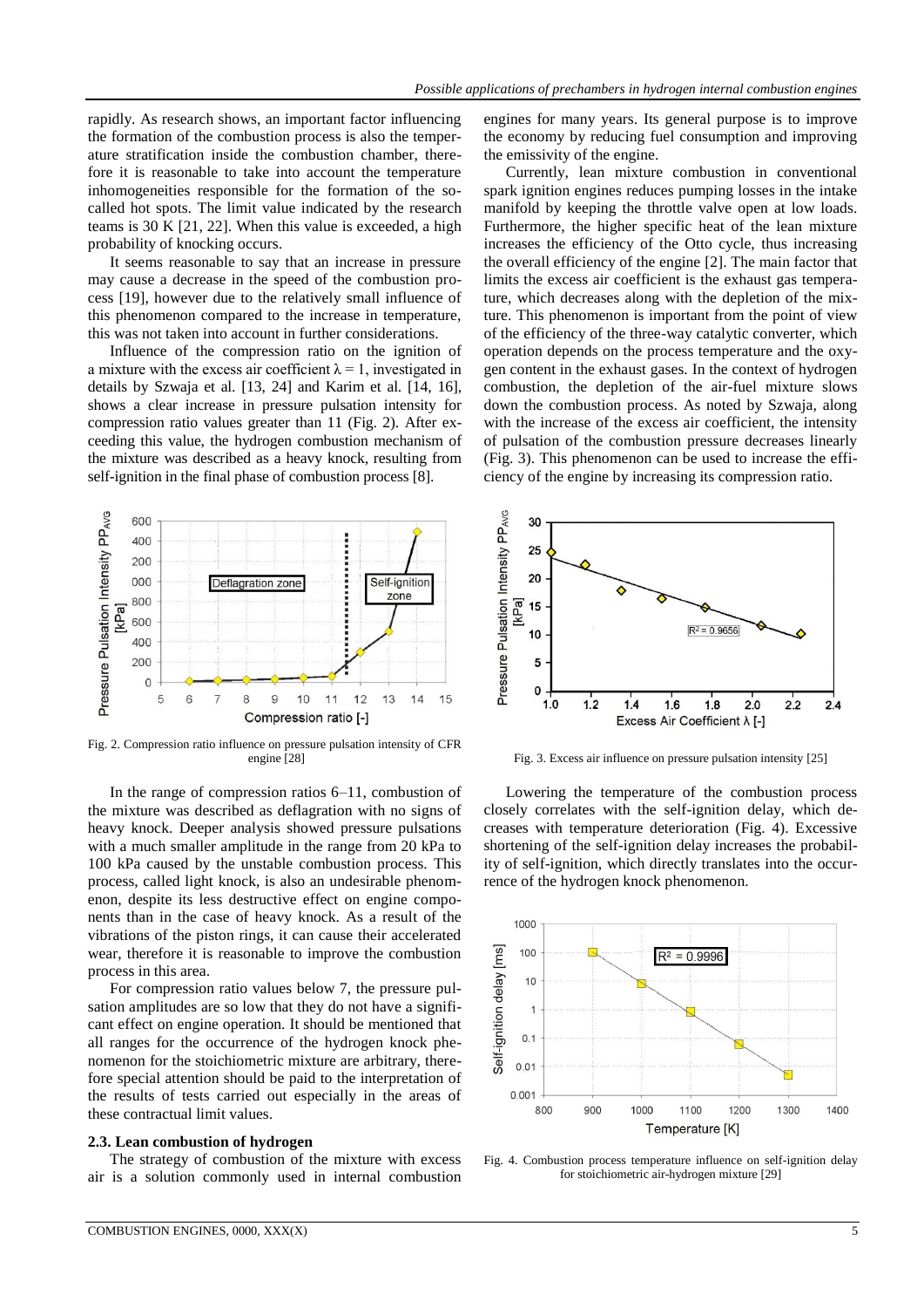rapidly. As research shows, an important factor influencing the formation of the combustion process is also the temperature stratification inside the combustion chamber, therefore it is reasonable to take into account the temperature inhomogeneities responsible for the formation of the so-called hot spots. The limit value indicated by the research teams is 30 K [21, 22]. When this value is exceeded, a high probability of knocking occurs.

It seems reasonable to say that an increase in pressure may cause a decrease in the speed of the combustion process [19], however due to the relatively small influence of this phenomenon compared to the increase in temperature, this was not taken into account in further considerations.

Influence of the compression ratio on the ignition of a mixture with the excess air coefficient $\lambda = 1$, investigated in details by Szwaja et al. [13, 24] and Karim et al. [14, 16], shows a clear increase in pressure pulsation intensity for compression ratio values greater than 11 (Fig. 2). After exceeding this value, the hydrogen combustion mechanism of the mixture was described as a heavy knock, resulting from self-ignition in the final phase of combustion process [8].

Fig. 2. Compression ratio influence on pressure pulsation intensity of CFR engine [28]

In the range of compression ratios 6–11, combustion of the mixture was described as deflagration with no signs of heavy knock. Deeper analysis showed pressure pulsations with a much smaller amplitude in the range from 20 kPa to 100 kPa caused by the unstable combustion process. This process, called light knock, is also an undesirable phenomenon, despite its less destructive effect on engine components than in the case of heavy knock. As a result of the vibrations of the piston rings, it can cause their accelerated wear, therefore it is reasonable to improve the combustion process in this area.

For compression ratio values below 7, the pressure pulsation amplitudes are so low that they do not have a significant effect on engine operation. It should be mentioned that all ranges for the occurrence of the hydrogen knock phenomenon for the stoichiometric mixture are arbitrary, therefore special attention should be paid to the interpretation of the results of tests carried out especially in the areas of these contractual limit values.

### 2.3. Lean combustion of hydrogen

The strategy of combustion of the mixture with excess air is a solution commonly used in internal combustion engines for many years. Its general purpose is to improve the economy by reducing fuel consumption and improving the emissivity of the engine.

Currently, lean mixture combustion in conventional spark ignition engines reduces pumping losses in the intake manifold by keeping the throttle valve open at low loads. Furthermore, the higher specific heat of the lean mixture increases the efficiency of the Otto cycle, thus increasing the overall efficiency of the engine [2]. The main factor that limits the excess air coefficient is the exhaust gas temperature, which decreases along with the depletion of the mixture. This phenomenon is important from the point of view of the efficiency of the three-way catalytic converter, which operation depends on the process temperature and the oxygen content in the exhaust gas. In the context of hydrogen combustion, the depletion of the air-fuel mixture slows down the combustion process. As noted by Szwaja, along with the increase of the excess air coefficient, the intensity of pulsation of the combustion pressure decreases linearly (Fig. 3). This phenomenon can be used to increase the efficiency of the engine by increasing its compression ratio.

Fig. 3. Excess air influence on pressure pulsation intensity [25]

Lowering the temperature of the combustion process closely correlates with the self-ignition delay, which decreases with temperature deterioration (Fig. 4). Excessive shortening of the self-ignition delay increases the probability of self-ignition, which directly translates into the occurrence of the hydrogen knock phenomenon.

Fig. 4. Combustion process temperature influence on self-ignition delay for stoichiometric air-hydrogen mixture [29]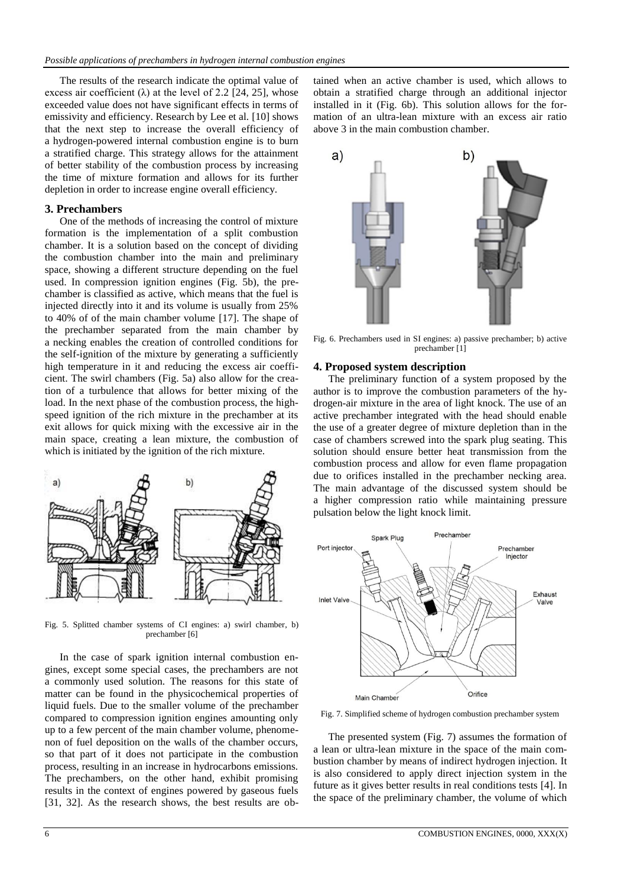The results of the research indicate the optimal value of excess air coefficient (λ) at the level of 2.2 [24, 25], whose exceeded value does not have significant effects in terms of emissivity and efficiency. Research by Lee et al. [10] shows that the next step to increase the overall efficiency of a hydrogen-powered internal combustion engine is to burn a stratified charge. This strategy allows for the attainment of better stability of the combustion process by increasing the time of mixture formation and allows for its further depletion in order to increase engine overall efficiency.

## 3. Prechambers

One of the methods of increasing the control of mixture formation is the implementation of a split combustion chamber. It is a solution based on the concept of dividing the combustion chamber into the main and preliminary space, showing a different structure depending on the fuel used. In compression ignition engines (Fig. 5b), the prechamber is classified as active, which means that the fuel is injected directly into it and its volume is usually from 25% to 40% of of the main chamber volume [17]. The shape of the prechamber separated from the main chamber by a necking enables the creation of controlled conditions for the self-ignition of the mixture by generating a sufficiently high temperature in it and reducing the excess air coefficient. The swirl chambers (Fig. 5a) also allow for the creation of a turbulence that allows for better mixing of the load. In the next phase of the combustion process, the high-speed ignition of the rich mixture in the prechamber at its exit allows for quick mixing with the excessive air in the main space, creating a lean mixture, the combustion of which is initiated by the ignition of the rich mixture.

Fig. 5. Splitted chamber systems of CI engines: a) swirl chamber, b) prechamber [6]

In the case of spark ignition internal combustion engines, except some special cases, the prechambers are not a commonly used solution. The reasons for this state of matter can be found in the physicochemical properties of liquid fuels. Due to the smaller volume of the prechamber compared to compression ignition engines amounting only up to a few percent of the main chamber volume, phenomenon of fuel deposition on the walls of the chamber occurs, so that part of it does not participate in the combustion process, resulting in an increase in hydrocarbons emissions. The prechambers, on the other hand, exhibit promising results in the context of engines powered by gaseous fuels [31, 32]. As the research shows, the best results are obtained when an active chamber is used, which allows to obtain a stratified charge through an additional injector installed in it (Fig. 6b). This solution allows for the formation of an ultra-lean mixture with an excess air ratio above 3 in the main combustion chamber.

Fig. 6. Prechambers used in SI engines: a) passive prechamber; b) active prechamber [1]

## 4. Proposed system description

The preliminary function of a system proposed by the author is to improve the combustion parameters of the hydrogen-air mixture in the area of light knock. The use of an active prechamber integrated with the head should enable the use of a greater degree of mixture depletion than in the case of chambers screwed into the spark plug seating. This solution should ensure better heat transmission from the combustion process and allow for even flame propagation due to orifices installed in the prechamber necking area. The main advantage of the discussed system should be a higher compression ratio while maintaining pressure pulsation below the light knock limit.

Fig. 7. Simplified scheme of hydrogen combustion prechamber system

The presented system (Fig. 7) assumes the formation of a lean or ultra-lean mixture in the space of the main combustion chamber by means of indirect hydrogen injection. It is also considered to apply direct injection system in the future as it gives better results in real conditions tests [4]. In the space of the preliminary chamber, the volume of which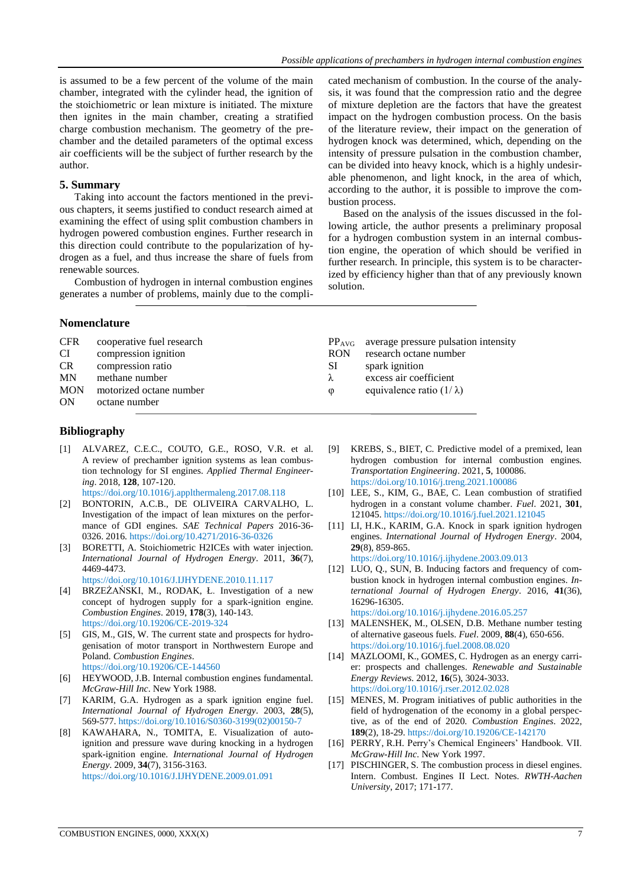is assumed to be a few percent of the volume of the main chamber, integrated with the cylinder head, the ignition of the stoichiometric or lean mixture is initiated. The mixture then ignites in the main chamber, creating a stratified charge combustion mechanism. The geometry of the prechamber and the detailed parameters of the optimal excess air coefficients will be the subject of further research by the author.

## 5. Summary

Taking into account the factors mentioned in the previous chapters, it seems justified to conduct research aimed at examining the effect of using split combustion chambers in hydrogen powered combustion engines. Further research in this direction could contribute to the popularization of hydrogen as a fuel, and thus increase the share of fuels from renewable sources.

Combustion of hydrogen in internal combustion engines generates a number of problems, mainly due to the complicated mechanism of combustion. In the course of the analysis, it was found that the compression ratio and the degree of mixture depletion are the factors that have the greatest impact on the hydrogen combustion process. On the basis of the literature review, their impact on the generation of hydrogen knock was determined, which, depending on the intensity of pressure pulsation in the combustion chamber, can be divided into heavy knock, which is a highly undesirable phenomenon, and light knock, in the area of which, according to the author, it is possible to improve the combustion process.

Based on the analysis of the issues discussed in the following article, the author presents a preliminary proposal for a hydrogen combustion system in an internal combustion engine, the operation of which should be verified in further research. In principle, this system is to be characterized by efficiency higher than that of any previously known solution.

## Nomenclature

| | | | |
|---|---|---|---|
| CFR | cooperative fuel research | $PP_{AVG}$ | average pressure pulsation intensity |
| CI | compression ignition | RON | research octane number |
| CR | compression ratio | SI | spark ignition |
| MN | methane number | $\lambda$ | excess air coefficient |
| MON | motorized octane number | $\varphi$ | equivalence ratio ($1/\lambda$) |
| ON | octane number | | |

## Bibliography

[1] ALVAREZ, C.E.C., COUTO, G.E., ROSO, V.R. et al. A review of prechamber ignition systems as lean combustion technology for SI engines. *Applied Thermal Engineering*. 2018, **128**, 107-120. https://doi.org/10.1016/j.applthermaleng.2017.08.118

[2] BONTORIN, A.C.B., DE OLIVEIRA CARVALHO, L. Investigation of the impact of lean mixtures on the performance of GDI engines. *SAE Technical Papers* 2016-36-0326. 2016. https://doi.org/10.4271/2016-36-0326

[3] BORETTI, A. Stoichiometric H2ICEs with water injection. *International Journal of Hydrogen Energy*. 2011, **36**(7), 4469-4473. https://doi.org/10.1016/J.IJHYDENE.2010.11.117

[4] BRZEŻAŃSKI, M., RODAK, Ł. Investigation of a new concept of hydrogen supply for a spark-ignition engine. *Combustion Engines*. 2019, **178**(3), 140-143. https://doi.org/10.19206/CE-2019-324

[5] GIS, M., GIS, W. The current state and prospects for hydrogenisation of motor transport in Northwestern Europe and Poland. *Combustion Engines*. https://doi.org/10.19206/CE-144560

[6] HEYWOOD, J.B. Internal combustion engines fundamental. *McGraw-Hill Inc*. New York 1988.

[7] KARIM, G.A. Hydrogen as a spark ignition engine fuel. *International Journal of Hydrogen Energy*. 2003, **28**(5), 569-577. https://doi.org/10.1016/S0360-3199(02)00150-7

[8] KAWAHARA, N., TOMITA, E. Visualization of auto-ignition and pressure wave during knocking in a hydrogen spark-ignition engine. *International Journal of Hydrogen Energy*. 2009, **34**(7), 3156-3163. https://doi.org/10.1016/J.IJHYDENE.2009.01.091

[9] KREBS, S., BIET, C. Predictive model of a premixed, lean hydrogen combustion for internal combustion engines. *Transportation Engineering*. 2021, **5**, 100086. https://doi.org/10.1016/j.treng.2021.100086

[10] LEE, S., KIM, G., BAE, C. Lean combustion of stratified hydrogen in a constant volume chamber. *Fuel*. 2021, **301**, 121045. https://doi.org/10.1016/j.fuel.2021.121045

[11] LI, H.K., KARIM, G.A. Knock in spark ignition hydrogen engines. *International Journal of Hydrogen Energy*. 2004, **29**(8), 859-865. https://doi.org/10.1016/j.ijhydene.2003.09.013

[12] LUO, Q., SUN, B. Inducing factors and frequency of combustion knock in hydrogen internal combustion engines. *International Journal of Hydrogen Energy*. 2016, **41**(36), 16296-16305. https://doi.org/10.1016/j.ijhydene.2016.05.257

[13] MALENSHEK, M., OLSEN, D.B. Methane number testing of alternative gaseous fuels. *Fuel*. 2009, **88**(4), 650-656. https://doi.org/10.1016/j.fuel.2008.08.020

[14] MAZLOOMI, K., GOMES, C. Hydrogen as an energy carrier: prospects and challenges. *Renewable and Sustainable Energy Reviews*. 2012, **16**(5), 3024-3033. https://doi.org/10.1016/j.rser.2012.02.028

[15] MENES, M. Program initiatives of public authorities in the field of hydrogenation of the economy in a global perspective, as of the end of 2020. *Combustion Engines*. 2022, **189**(2), 18-29. https://doi.org/10.19206/CE-142170

[16] PERRY, R.H. Perry's Chemical Engineers' Handbook. VII. *McGraw-Hill Inc*. New York 1997.

[17] PISCHINGER, S. The combustion process in diesel engines. Intern. Combust. Engines II Lect. Notes. *RWTH-Aachen University*, 2017; 171-177.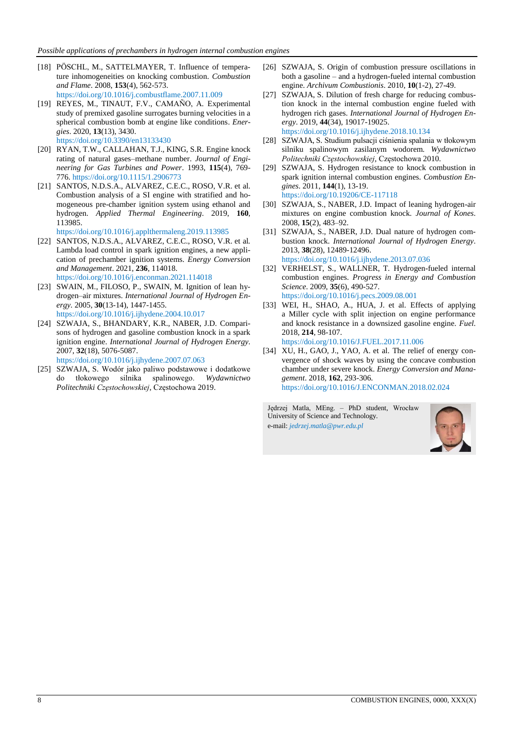[18] PÖSCHL, M., SATTELMAYER, T. Influence of temperature inhomogeneities on knocking combustion. *Combustion and Flame*. 2008, **153**(4), 562-573. https://doi.org/10.1016/j.combustflame.2007.11.009

[19] REYES, M., TINAUT, F.V., CAMAÑO, A. Experimental study of premixed gasoline surrogates burning velocities in a spherical combustion bomb at engine like conditions. *Energies*. 2020, **13**(13), 3430. https://doi.org/10.3390/en13133430

[20] RYAN, T.W., CALLAHAN, T.J., KING, S.R. Engine knock rating of natural gases–methane number. *Journal of Engineering for Gas Turbines and Power*. 1993, **115**(4), 769-776. https://doi.org/10.1115/1.2906773

[21] SANTOS, N.D.S.A., ALVAREZ, C.E.C., ROSO, V.R. et al. Combustion analysis of a SI engine with stratified and homogeneous pre-chamber ignition system using ethanol and hydrogen. *Applied Thermal Engineering*. 2019, **160**, 113985. https://doi.org/10.1016/j.applthermaleng.2019.113985

[22] SANTOS, N.D.S.A., ALVAREZ, C.E.C., ROSO, V.R. et al. Lambda load control in spark ignition engines, a new application of prechamber ignition systems. *Energy Conversion and Management*. 2021, **236**, 114018. https://doi.org/10.1016/j.enconman.2021.114018

[23] SWAIN, M., FILOSO, P., SWAIN, M. Ignition of lean hydrogen–air mixtures. *International Journal of Hydrogen Energy*. 2005, **30**(13-14), 1447-1455. https://doi.org/10.1016/j.ijhydene.2004.10.017

[24] SZWAJA, S., BHANDARY, K.R., NABER, J.D. Comparisons of hydrogen and gasoline combustion knock in a spark ignition engine. *International Journal of Hydrogen Energy*. 2007, **32**(18), 5076-5087. https://doi.org/10.1016/j.ijhydene.2007.07.063

[25] SZWAJA, S. Wodór jako paliwo podstawowe i dodatkowe do tłokowego silnika spalinowego. *Wydawnictwo Politechniki Częstochowskiej*, Częstochowa 2019.

[26] SZWAJA, S. Origin of combustion pressure oscillations in both a gasoline – and a hydrogen-fueled internal combustion engine. *Archivum Combustionis*. 2010, **10**(1-2), 27-49.

[27] SZWAJA, S. Dilution of fresh charge for reducing combustion knock in the internal combustion engine fueled with hydrogen rich gases. *International Journal of Hydrogen Energy*. 2019, **44**(34), 19017-19025. https://doi.org/10.1016/j.ijhydene.2018.10.134

[28] SZWAJA, S. Studium pulsacji ciśnienia spalania w tłokowym silniku spalinowym zasilanym wodorem. *Wydawnictwo Politechniki Częstochowskiej*, Częstochowa 2010.

[29] SZWAJA, S. Hydrogen resistance to knock combustion in spark ignition internal combustion engines. *Combustion Engines*. 2011, **144**(1), 13-19. https://doi.org/10.19206/CE-117118

[30] SZWAJA, S., NABER, J.D. Impact of leaning hydrogen-air mixtures on engine combustion knock. *Journal of Kones*. 2008, **15**(2), 483–92.

[31] SZWAJA, S., NABER, J.D. Dual nature of hydrogen combustion knock. *International Journal of Hydrogen Energy*. 2013, **38**(28), 12489-12496. https://doi.org/10.1016/j.ijhydene.2013.07.036

[32] VERHELST, S., WALLNER, T. Hydrogen-fueled internal combustion engines. *Progress in Energy and Combustion Science*. 2009, **35**(6), 490-527. https://doi.org/10.1016/j.pecs.2009.08.001

[33] WEI, H., SHAO, A., HUA, J. et al. Effects of applying a Miller cycle with split injection on engine performance and knock resistance in a downsized gasoline engine. *Fuel*. 2018, **214**, 98-107. https://doi.org/10.1016/J.FUEL.2017.11.006

[34] XU, H., GAO, J., YAO, A. et al. The relief of energy convergence of shock waves by using the concave combustion chamber under severe knock. *Energy Conversion and Management*. 2018, **162**, 293-306. https://doi.org/10.1016/J.ENCONMAN.2018.02.024

Jędrzej Matla, MEng. – PhD student, Wrocław University of Science and Technology.
e-mail: *jedrzej.matla@pwr.edu.pl*